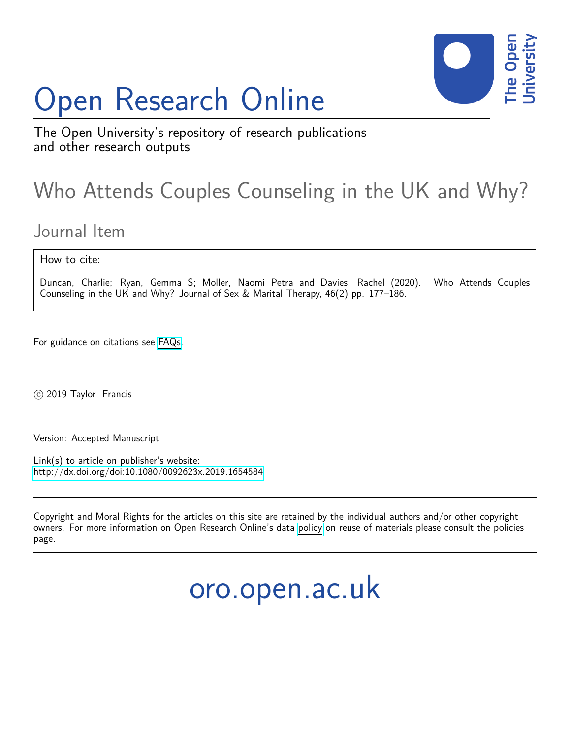# Open Research Online

The Open University's repository of research publications and other research outputs

## Who Attends Couples Counseling in the UK and Why?

### Journal Item

How to cite:

Duncan, Charlie; Ryan, Gemma S; Moller, Naomi Petra and Davies, Rachel (2020). Who Attends Couples Counseling in the UK and Why? Journal of Sex & Marital Therapy, 46(2) pp. 177–186.

For guidance on citations see FAQs.

© 2019 Taylor Francis

Version: Accepted Manuscript

Link(s) to article on publisher's website:
http://dx.doi.org/doi:10.1080/0092623x.2019.1654584

Copyright and Moral Rights for the articles on this site are retained by the individual authors and/or other copyright owners. For more information on Open Research Online's data policy on reuse of materials please consult the policies page.

oro.open.ac.uk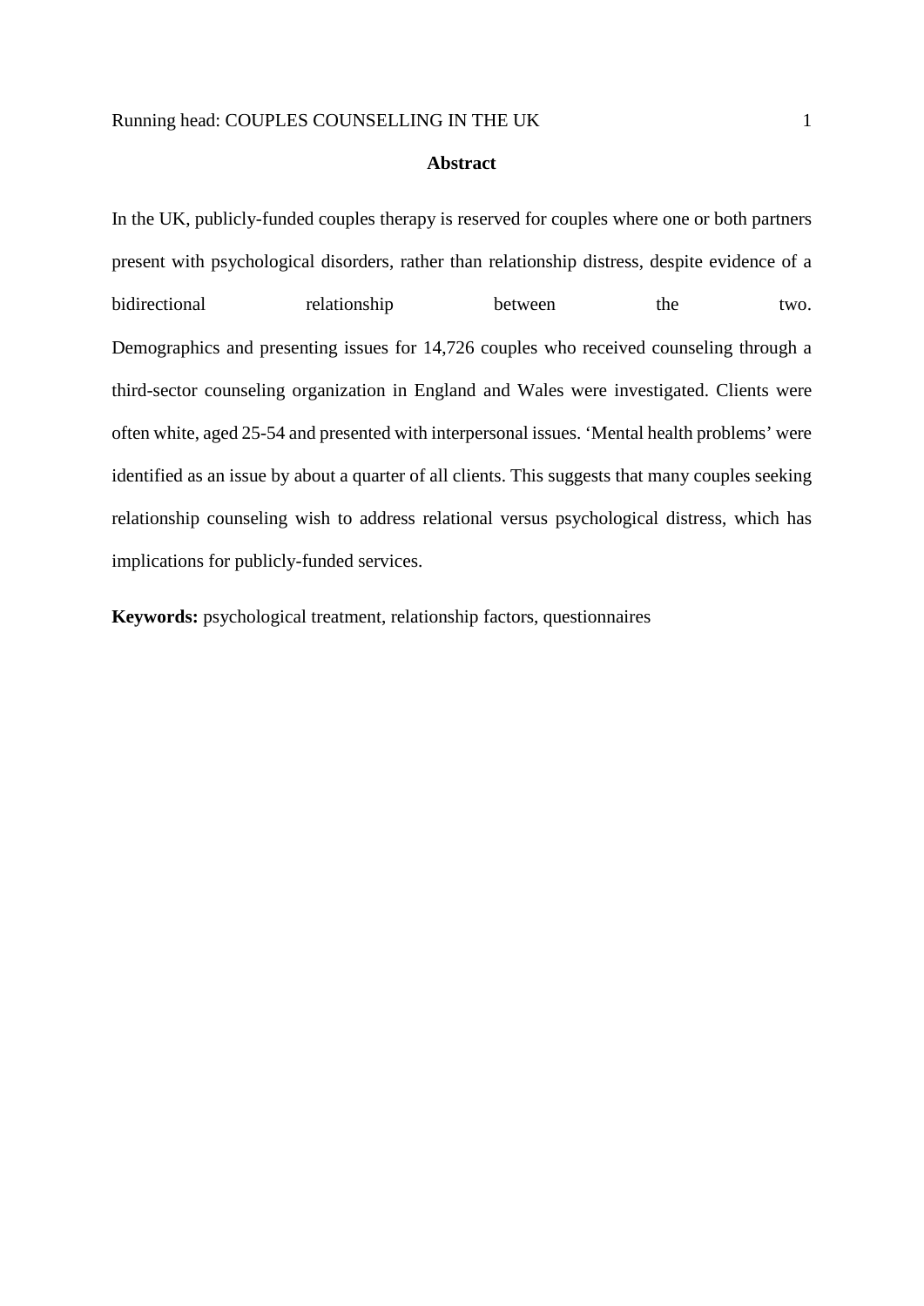## Abstract

In the UK, publicly-funded couples therapy is reserved for couples where one or both partners present with psychological disorders, rather than relationship distress, despite evidence of a bidirectional relationship between the two.
Demographics and presenting issues for 14,726 couples who received counseling through a third-sector counseling organization in England and Wales were investigated. Clients were often white, aged 25-54 and presented with interpersonal issues. 'Mental health problems' were identified as an issue by about a quarter of all clients. This suggests that many couples seeking relationship counseling wish to address relational versus psychological distress, which has implications for publicly-funded services.

**Keywords:** psychological treatment, relationship factors, questionnaires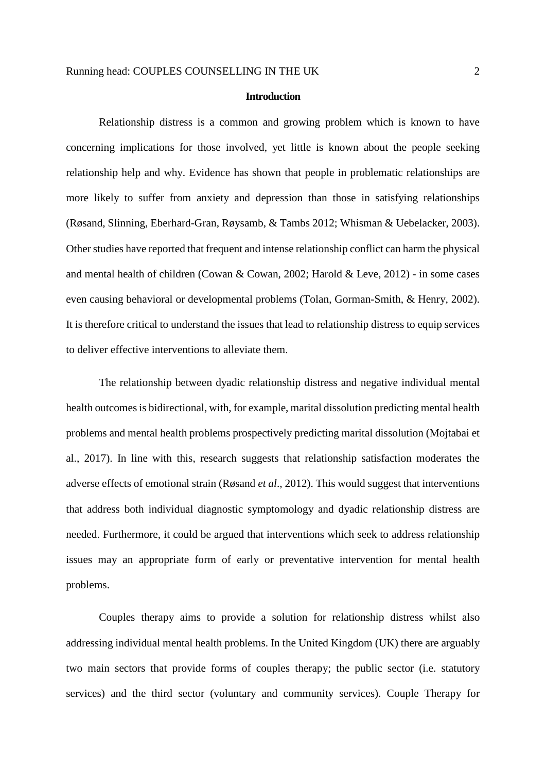## Introduction

Relationship distress is a common and growing problem which is known to have concerning implications for those involved, yet little is known about the people seeking relationship help and why. Evidence has shown that people in problematic relationships are more likely to suffer from anxiety and depression than those in satisfying relationships (Røsand, Slinning, Eberhard-Gran, Røysamb, & Tambs 2012; Whisman & Uebelacker, 2003). Other studies have reported that frequent and intense relationship conflict can harm the physical and mental health of children (Cowan & Cowan, 2002; Harold & Leve, 2012) - in some cases even causing behavioral or developmental problems (Tolan, Gorman-Smith, & Henry, 2002). It is therefore critical to understand the issues that lead to relationship distress to equip services to deliver effective interventions to alleviate them.

The relationship between dyadic relationship distress and negative individual mental health outcomes is bidirectional, with, for example, marital dissolution predicting mental health problems and mental health problems prospectively predicting marital dissolution (Mojtabai et al., 2017). In line with this, research suggests that relationship satisfaction moderates the adverse effects of emotional strain (Røsand *et al*., 2012). This would suggest that interventions that address both individual diagnostic symptomology and dyadic relationship distress are needed. Furthermore, it could be argued that interventions which seek to address relationship issues may an appropriate form of early or preventative intervention for mental health problems.

Couples therapy aims to provide a solution for relationship distress whilst also addressing individual mental health problems. In the United Kingdom (UK) there are arguably two main sectors that provide forms of couples therapy; the public sector (i.e. statutory services) and the third sector (voluntary and community services). Couple Therapy for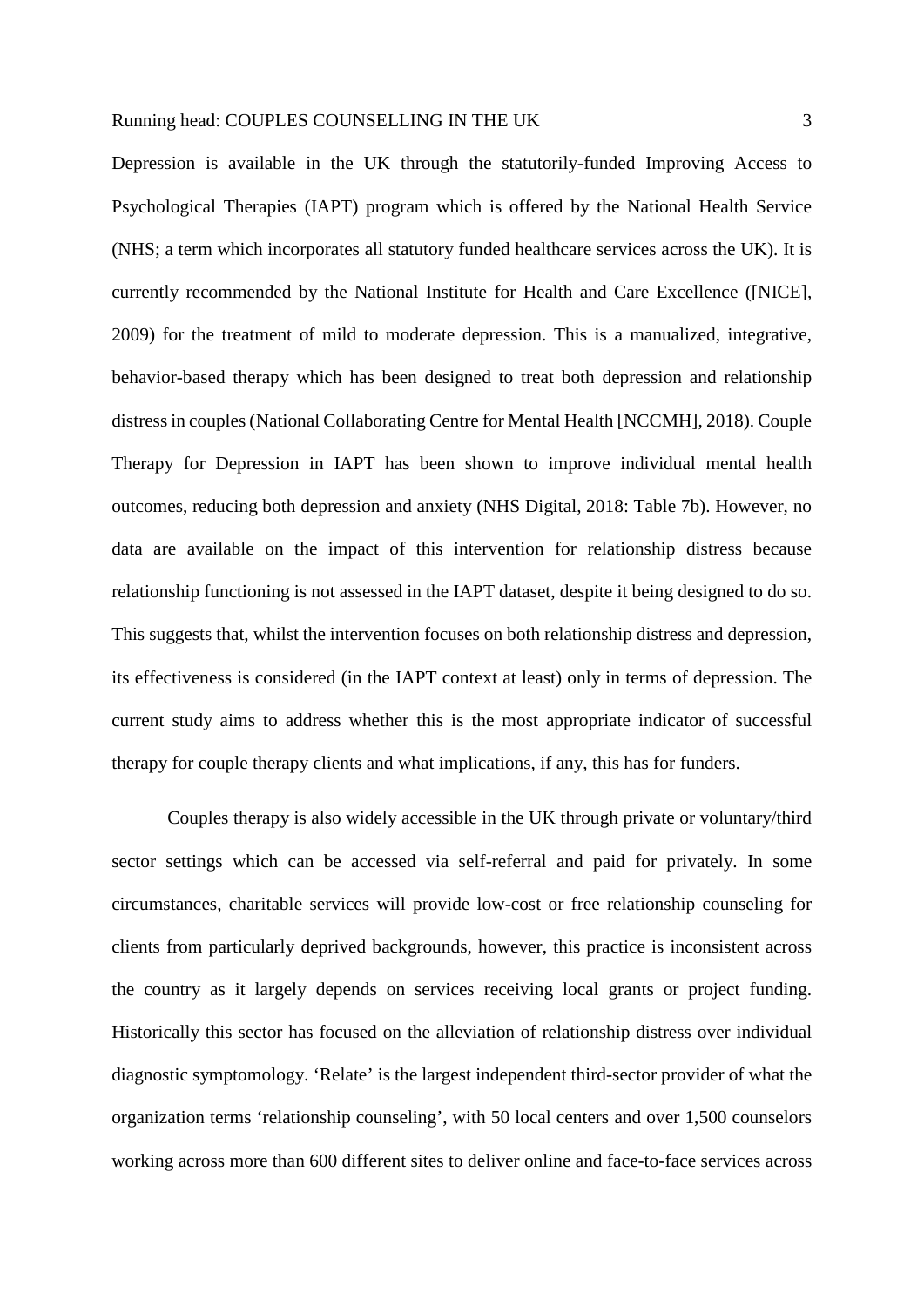Depression is available in the UK through the statutorily-funded Improving Access to Psychological Therapies (IAPT) program which is offered by the National Health Service (NHS; a term which incorporates all statutory funded healthcare services across the UK). It is currently recommended by the National Institute for Health and Care Excellence ([NICE], 2009) for the treatment of mild to moderate depression. This is a manualized, integrative, behavior-based therapy which has been designed to treat both depression and relationship distress in couples (National Collaborating Centre for Mental Health [NCCMH], 2018). Couple Therapy for Depression in IAPT has been shown to improve individual mental health outcomes, reducing both depression and anxiety (NHS Digital, 2018: Table 7b). However, no data are available on the impact of this intervention for relationship distress because relationship functioning is not assessed in the IAPT dataset, despite it being designed to do so. This suggests that, whilst the intervention focuses on both relationship distress and depression, its effectiveness is considered (in the IAPT context at least) only in terms of depression. The current study aims to address whether this is the most appropriate indicator of successful therapy for couple therapy clients and what implications, if any, this has for funders.

Couples therapy is also widely accessible in the UK through private or voluntary/third sector settings which can be accessed via self-referral and paid for privately. In some circumstances, charitable services will provide low-cost or free relationship counseling for clients from particularly deprived backgrounds, however, this practice is inconsistent across the country as it largely depends on services receiving local grants or project funding. Historically this sector has focused on the alleviation of relationship distress over individual diagnostic symptomology. 'Relate' is the largest independent third-sector provider of what the organization terms 'relationship counseling', with 50 local centers and over 1,500 counselors working across more than 600 different sites to deliver online and face-to-face services across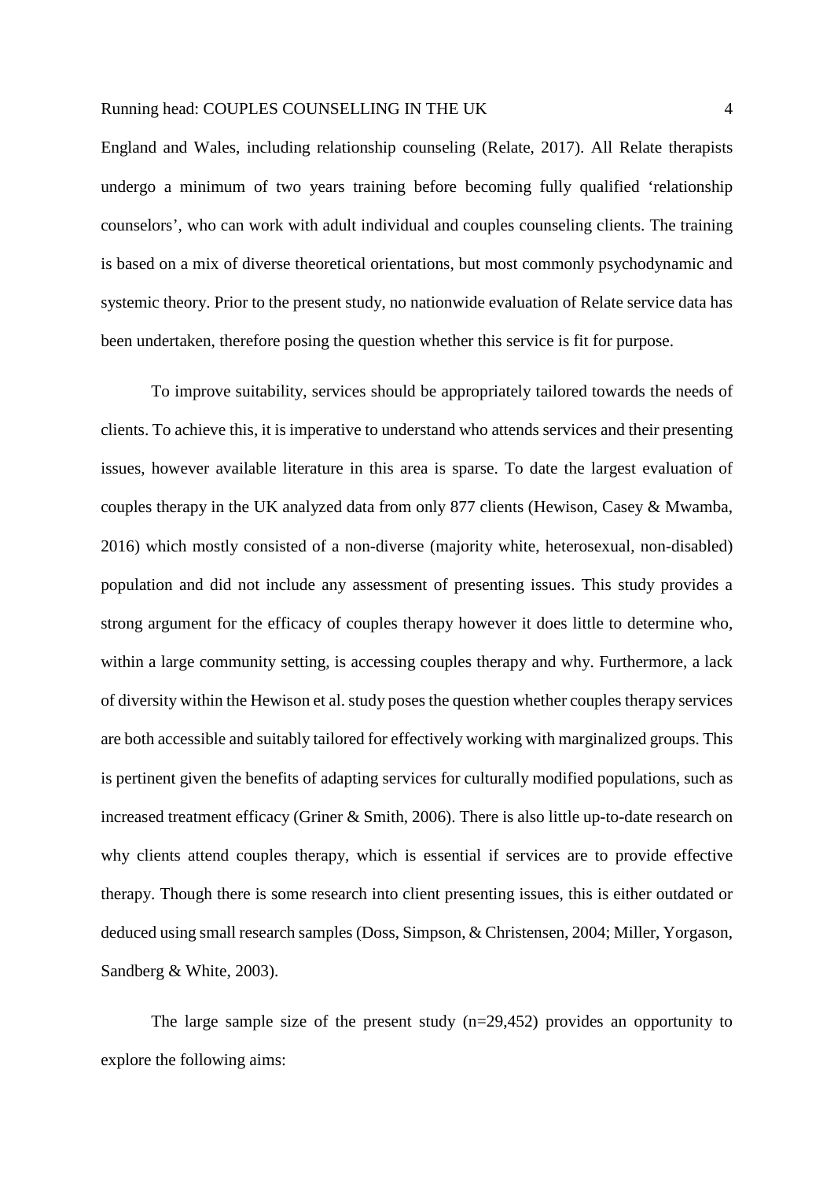England and Wales, including relationship counseling (Relate, 2017). All Relate therapists undergo a minimum of two years training before becoming fully qualified 'relationship counselors', who can work with adult individual and couples counseling clients. The training is based on a mix of diverse theoretical orientations, but most commonly psychodynamic and systemic theory. Prior to the present study, no nationwide evaluation of Relate service data has been undertaken, therefore posing the question whether this service is fit for purpose.

To improve suitability, services should be appropriately tailored towards the needs of clients. To achieve this, it is imperative to understand who attends services and their presenting issues, however available literature in this area is sparse. To date the largest evaluation of couples therapy in the UK analyzed data from only 877 clients (Hewison, Casey & Mwamba, 2016) which mostly consisted of a non-diverse (majority white, heterosexual, non-disabled) population and did not include any assessment of presenting issues. This study provides a strong argument for the efficacy of couples therapy however it does little to determine who, within a large community setting, is accessing couples therapy and why. Furthermore, a lack of diversity within the Hewison et al. study poses the question whether couples therapy services are both accessible and suitably tailored for effectively working with marginalized groups. This is pertinent given the benefits of adapting services for culturally modified populations, such as increased treatment efficacy (Griner & Smith, 2006). There is also little up-to-date research on why clients attend couples therapy, which is essential if services are to provide effective therapy. Though there is some research into client presenting issues, this is either outdated or deduced using small research samples (Doss, Simpson, & Christensen, 2004; Miller, Yorgason, Sandberg & White, 2003).

The large sample size of the present study (n=29,452) provides an opportunity to explore the following aims: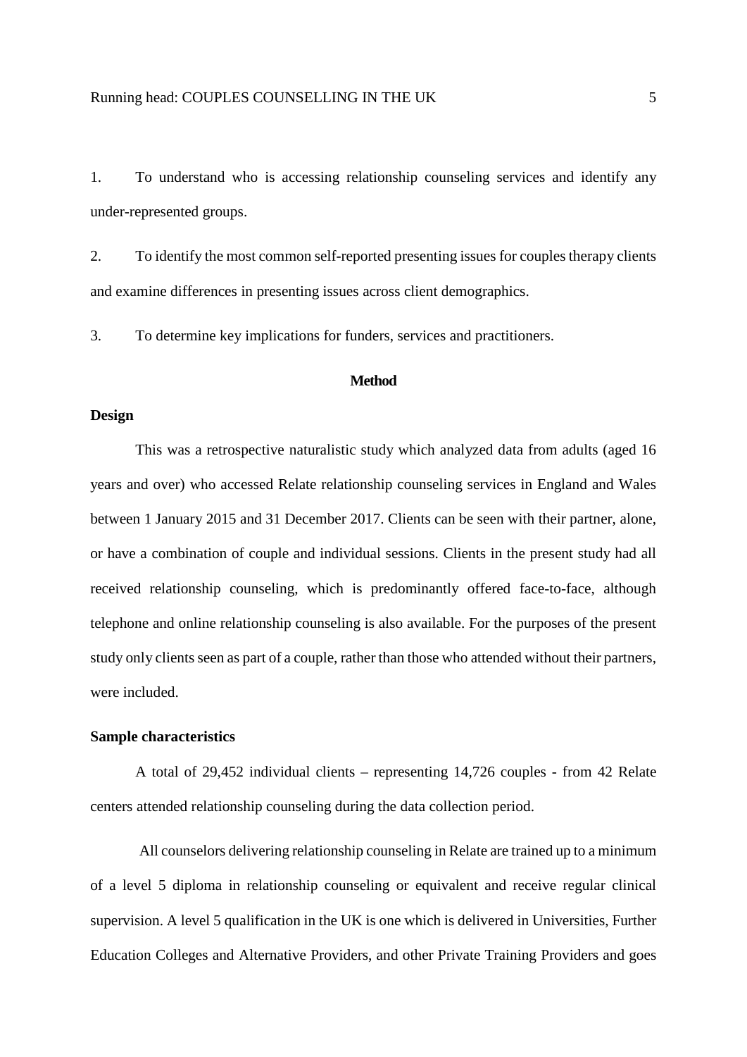1. To understand who is accessing relationship counseling services and identify any under-represented groups.

2. To identify the most common self-reported presenting issues for couples therapy clients and examine differences in presenting issues across client demographics.

3. To determine key implications for funders, services and practitioners.

## Method

### Design

This was a retrospective naturalistic study which analyzed data from adults (aged 16 years and over) who accessed Relate relationship counseling services in England and Wales between 1 January 2015 and 31 December 2017. Clients can be seen with their partner, alone, or have a combination of couple and individual sessions. Clients in the present study had all received relationship counseling, which is predominantly offered face-to-face, although telephone and online relationship counseling is also available. For the purposes of the present study only clients seen as part of a couple, rather than those who attended without their partners, were included.

### Sample characteristics

A total of 29,452 individual clients – representing 14,726 couples - from 42 Relate centers attended relationship counseling during the data collection period.

All counselors delivering relationship counseling in Relate are trained up to a minimum of a level 5 diploma in relationship counseling or equivalent and receive regular clinical supervision. A level 5 qualification in the UK is one which is delivered in Universities, Further Education Colleges and Alternative Providers, and other Private Training Providers and goes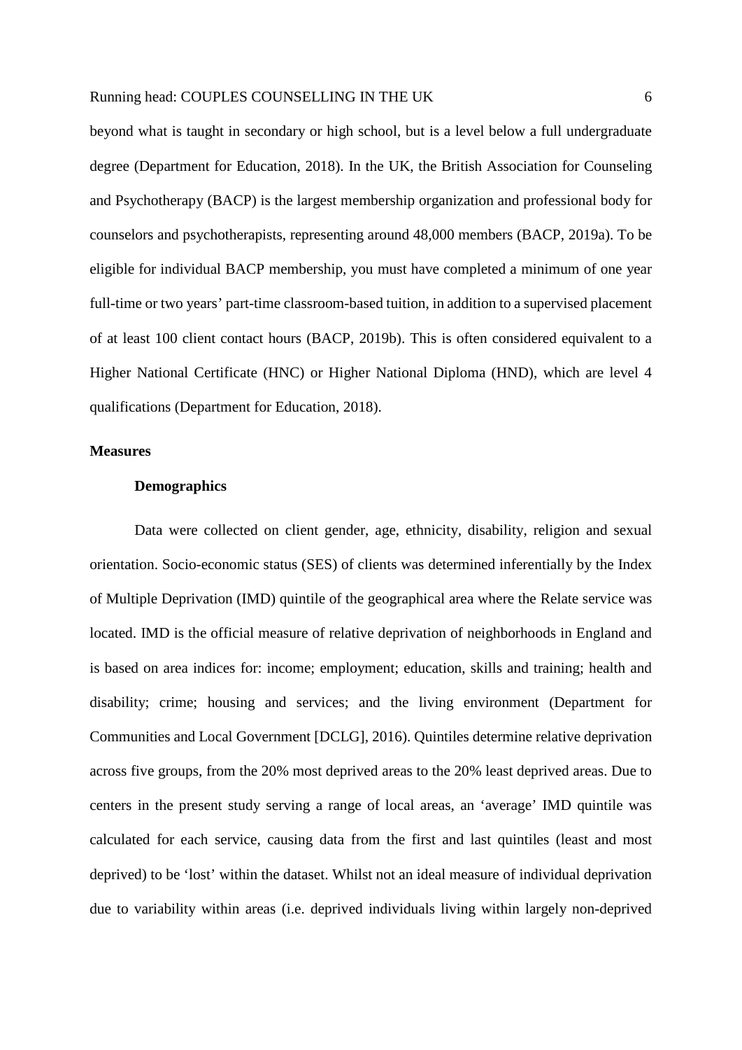beyond what is taught in secondary or high school, but is a level below a full undergraduate degree (Department for Education, 2018). In the UK, the British Association for Counseling and Psychotherapy (BACP) is the largest membership organization and professional body for counselors and psychotherapists, representing around 48,000 members (BACP, 2019a). To be eligible for individual BACP membership, you must have completed a minimum of one year full-time or two years' part-time classroom-based tuition, in addition to a supervised placement of at least 100 client contact hours (BACP, 2019b). This is often considered equivalent to a Higher National Certificate (HNC) or Higher National Diploma (HND), which are level 4 qualifications (Department for Education, 2018).

## Measures

### Demographics

Data were collected on client gender, age, ethnicity, disability, religion and sexual orientation. Socio-economic status (SES) of clients was determined inferentially by the Index of Multiple Deprivation (IMD) quintile of the geographical area where the Relate service was located. IMD is the official measure of relative deprivation of neighborhoods in England and is based on area indices for: income; employment; education, skills and training; health and disability; crime; housing and services; and the living environment (Department for Communities and Local Government [DCLG], 2016). Quintiles determine relative deprivation across five groups, from the 20% most deprived areas to the 20% least deprived areas. Due to centers in the present study serving a range of local areas, an 'average' IMD quintile was calculated for each service, causing data from the first and last quintiles (least and most deprived) to be 'lost' within the dataset. Whilst not an ideal measure of individual deprivation due to variability within areas (i.e. deprived individuals living within largely non-deprived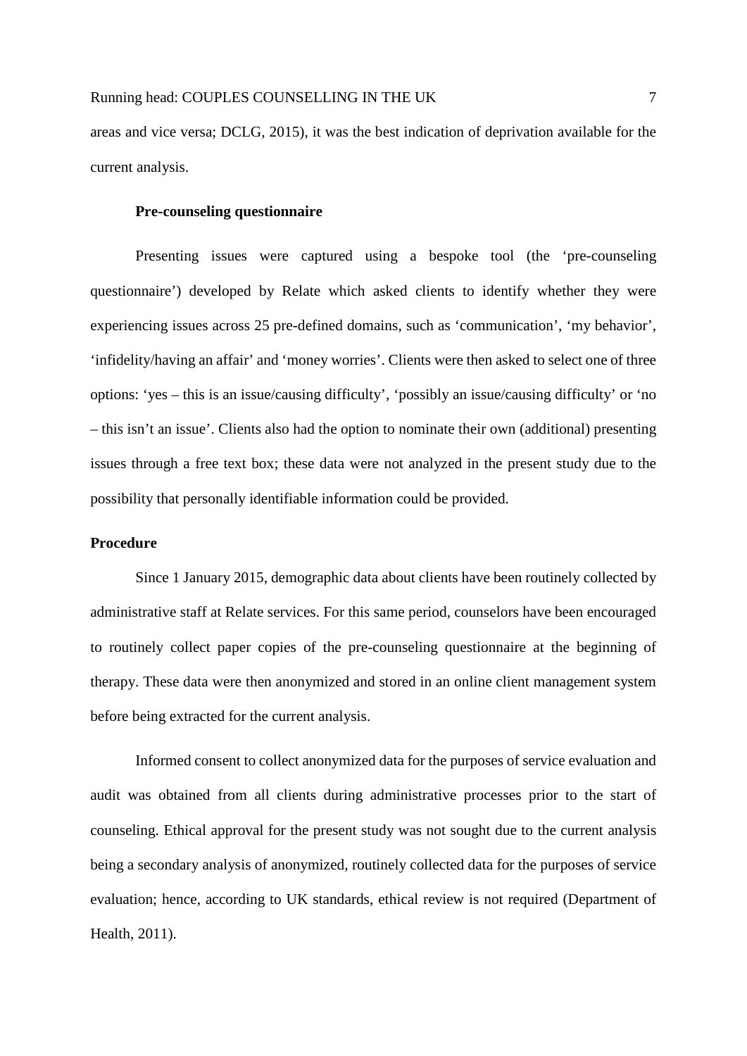areas and vice versa; DCLG, 2015), it was the best indication of deprivation available for the current analysis.

### Pre-counseling questionnaire

Presenting issues were captured using a bespoke tool (the 'pre-counseling questionnaire') developed by Relate which asked clients to identify whether they were experiencing issues across 25 pre-defined domains, such as 'communication', 'my behavior', 'infidelity/having an affair' and 'money worries'. Clients were then asked to select one of three options: 'yes – this is an issue/causing difficulty', 'possibly an issue/causing difficulty' or 'no – this isn't an issue'. Clients also had the option to nominate their own (additional) presenting issues through a free text box; these data were not analyzed in the present study due to the possibility that personally identifiable information could be provided.

## Procedure

Since 1 January 2015, demographic data about clients have been routinely collected by administrative staff at Relate services. For this same period, counselors have been encouraged to routinely collect paper copies of the pre-counseling questionnaire at the beginning of therapy. These data were then anonymized and stored in an online client management system before being extracted for the current analysis.

Informed consent to collect anonymized data for the purposes of service evaluation and audit was obtained from all clients during administrative processes prior to the start of counseling. Ethical approval for the present study was not sought due to the current analysis being a secondary analysis of anonymized, routinely collected data for the purposes of service evaluation; hence, according to UK standards, ethical review is not required (Department of Health, 2011).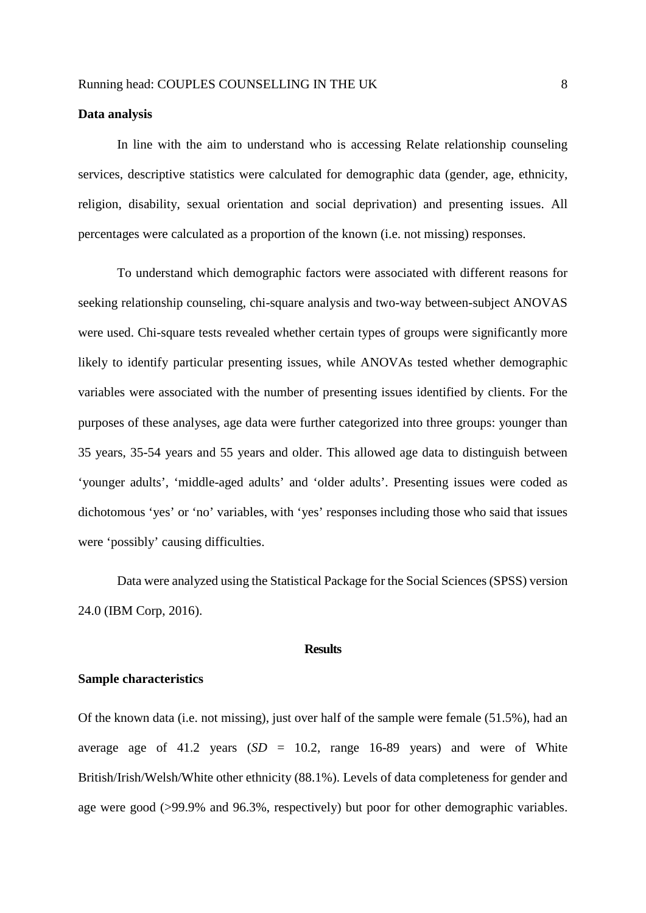**Data analysis**

In line with the aim to understand who is accessing Relate relationship counseling services, descriptive statistics were calculated for demographic data (gender, age, ethnicity, religion, disability, sexual orientation and social deprivation) and presenting issues. All percentages were calculated as a proportion of the known (i.e. not missing) responses.

To understand which demographic factors were associated with different reasons for seeking relationship counseling, chi-square analysis and two-way between-subject ANOVAS were used. Chi-square tests revealed whether certain types of groups were significantly more likely to identify particular presenting issues, while ANOVAs tested whether demographic variables were associated with the number of presenting issues identified by clients. For the purposes of these analyses, age data were further categorized into three groups: younger than 35 years, 35-54 years and 55 years and older. This allowed age data to distinguish between 'younger adults', 'middle-aged adults' and 'older adults'. Presenting issues were coded as dichotomous 'yes' or 'no' variables, with 'yes' responses including those who said that issues were 'possibly' causing difficulties.

Data were analyzed using the Statistical Package for the Social Sciences (SPSS) version 24.0 (IBM Corp, 2016).

## Results

**Sample characteristics**

Of the known data (i.e. not missing), just over half of the sample were female (51.5%), had an average age of 41.2 years (*SD* = 10.2, range 16-89 years) and were of White British/Irish/Welsh/White other ethnicity (88.1%). Levels of data completeness for gender and age were good (>99.9% and 96.3%, respectively) but poor for other demographic variables.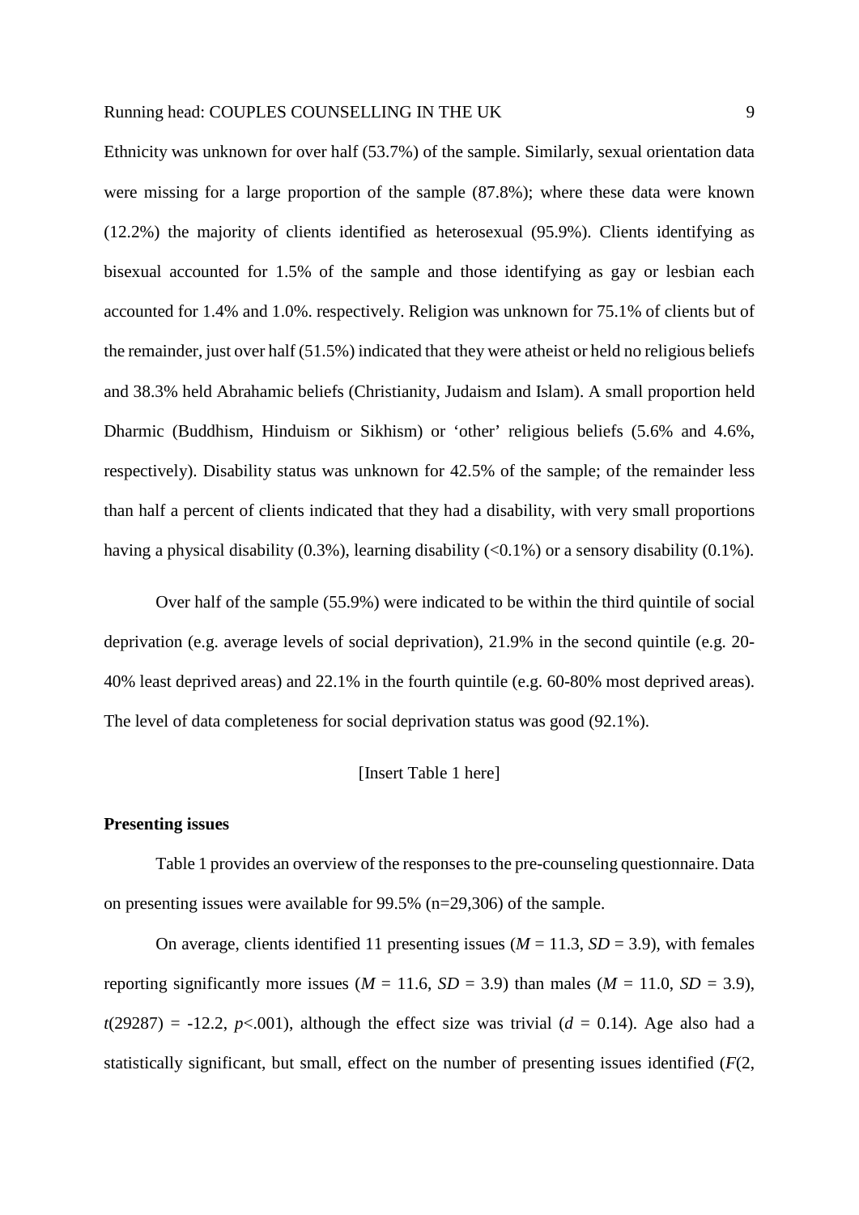Ethnicity was unknown for over half (53.7%) of the sample. Similarly, sexual orientation data were missing for a large proportion of the sample (87.8%); where these data were known (12.2%) the majority of clients identified as heterosexual (95.9%). Clients identifying as bisexual accounted for 1.5% of the sample and those identifying as gay or lesbian each accounted for 1.4% and 1.0%. respectively. Religion was unknown for 75.1% of clients but of the remainder, just over half (51.5%) indicated that they were atheist or held no religious beliefs and 38.3% held Abrahamic beliefs (Christianity, Judaism and Islam). A small proportion held Dharmic (Buddhism, Hinduism or Sikhism) or 'other' religious beliefs (5.6% and 4.6%, respectively). Disability status was unknown for 42.5% of the sample; of the remainder less than half a percent of clients indicated that they had a disability, with very small proportions having a physical disability (0.3%), learning disability (<0.1%) or a sensory disability (0.1%).

Over half of the sample (55.9%) were indicated to be within the third quintile of social deprivation (e.g. average levels of social deprivation), 21.9% in the second quintile (e.g. 20-40% least deprived areas) and 22.1% in the fourth quintile (e.g. 60-80% most deprived areas). The level of data completeness for social deprivation status was good (92.1%).

[Insert Table 1 here]

**Presenting issues**

Table 1 provides an overview of the responses to the pre-counseling questionnaire. Data on presenting issues were available for 99.5% (n=29,306) of the sample.

On average, clients identified 11 presenting issues ($M$ = 11.3, $SD$ = 3.9), with females reporting significantly more issues ($M$ = 11.6, $SD$ = 3.9) than males ($M$ = 11.0, $SD$ = 3.9), $t(29287)$ = -12.2, $p$<.001), although the effect size was trivial ($d$ = 0.14). Age also had a statistically significant, but small, effect on the number of presenting issues identified ($F$(2,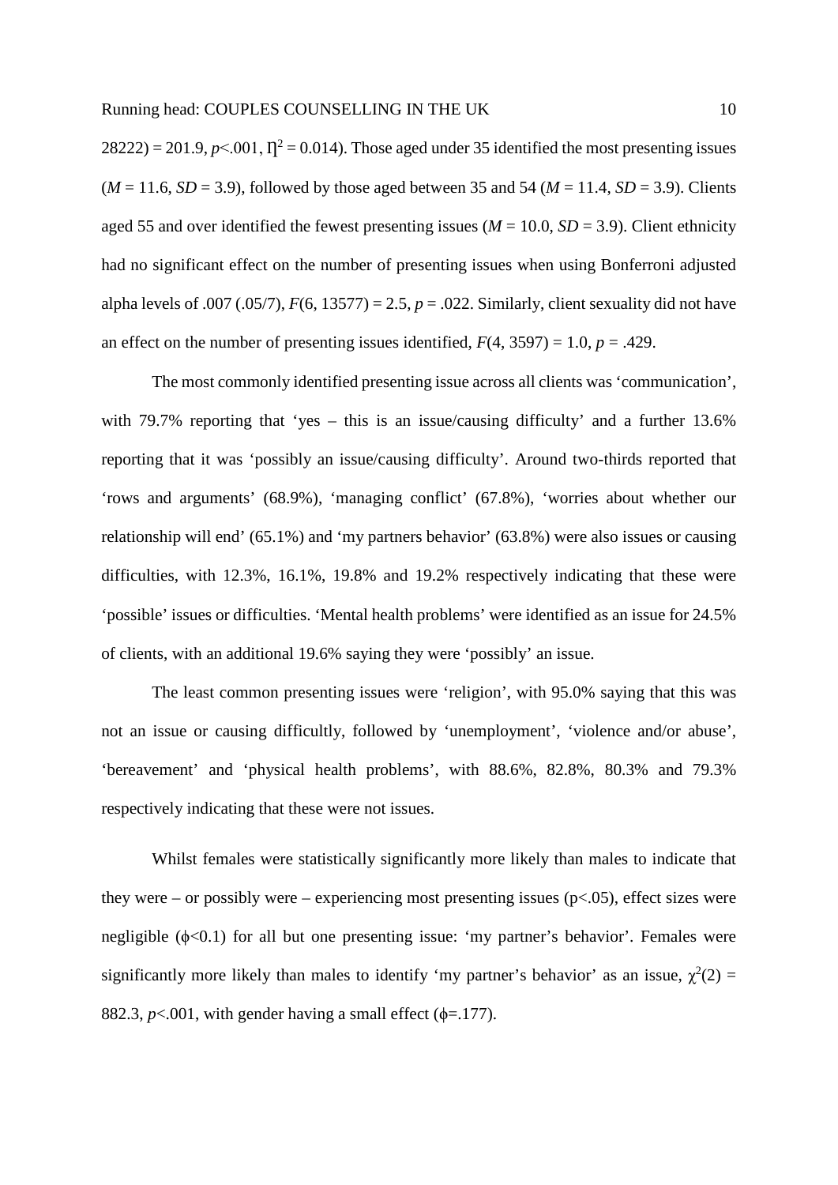28222) = 201.9, $p$<.001, $\eta^2$ = 0.014). Those aged under 35 identified the most presenting issues ($M$ = 11.6, $SD$ = 3.9), followed by those aged between 35 and 54 ($M$ = 11.4, $SD$ = 3.9). Clients aged 55 and over identified the fewest presenting issues ($M$ = 10.0, $SD$ = 3.9). Client ethnicity had no significant effect on the number of presenting issues when using Bonferroni adjusted alpha levels of .007 (.05/7), $F(6, 13577)$ = 2.5, $p$ = .022. Similarly, client sexuality did not have an effect on the number of presenting issues identified, $F(4, 3597)$ = 1.0, $p$ = .429.

The most commonly identified presenting issue across all clients was 'communication', with 79.7% reporting that 'yes – this is an issue/causing difficulty' and a further 13.6% reporting that it was 'possibly an issue/causing difficulty'. Around two-thirds reported that 'rows and arguments' (68.9%), 'managing conflict' (67.8%), 'worries about whether our relationship will end' (65.1%) and 'my partners behavior' (63.8%) were also issues or causing difficulties, with 12.3%, 16.1%, 19.8% and 19.2% respectively indicating that these were 'possible' issues or difficulties. 'Mental health problems' were identified as an issue for 24.5% of clients, with an additional 19.6% saying they were 'possibly' an issue.

The least common presenting issues were 'religion', with 95.0% saying that this was not an issue or causing difficultly, followed by 'unemployment', 'violence and/or abuse', 'bereavement' and 'physical health problems', with 88.6%, 82.8%, 80.3% and 79.3% respectively indicating that these were not issues.

Whilst females were statistically significantly more likely than males to indicate that they were – or possibly were – experiencing most presenting issues (p<.05), effect sizes were negligible ($\phi$<0.1) for all but one presenting issue: 'my partner's behavior'. Females were significantly more likely than males to identify 'my partner's behavior' as an issue, $\chi^2(2)$ = 882.3, $p$<.001, with gender having a small effect ($\phi$=.177).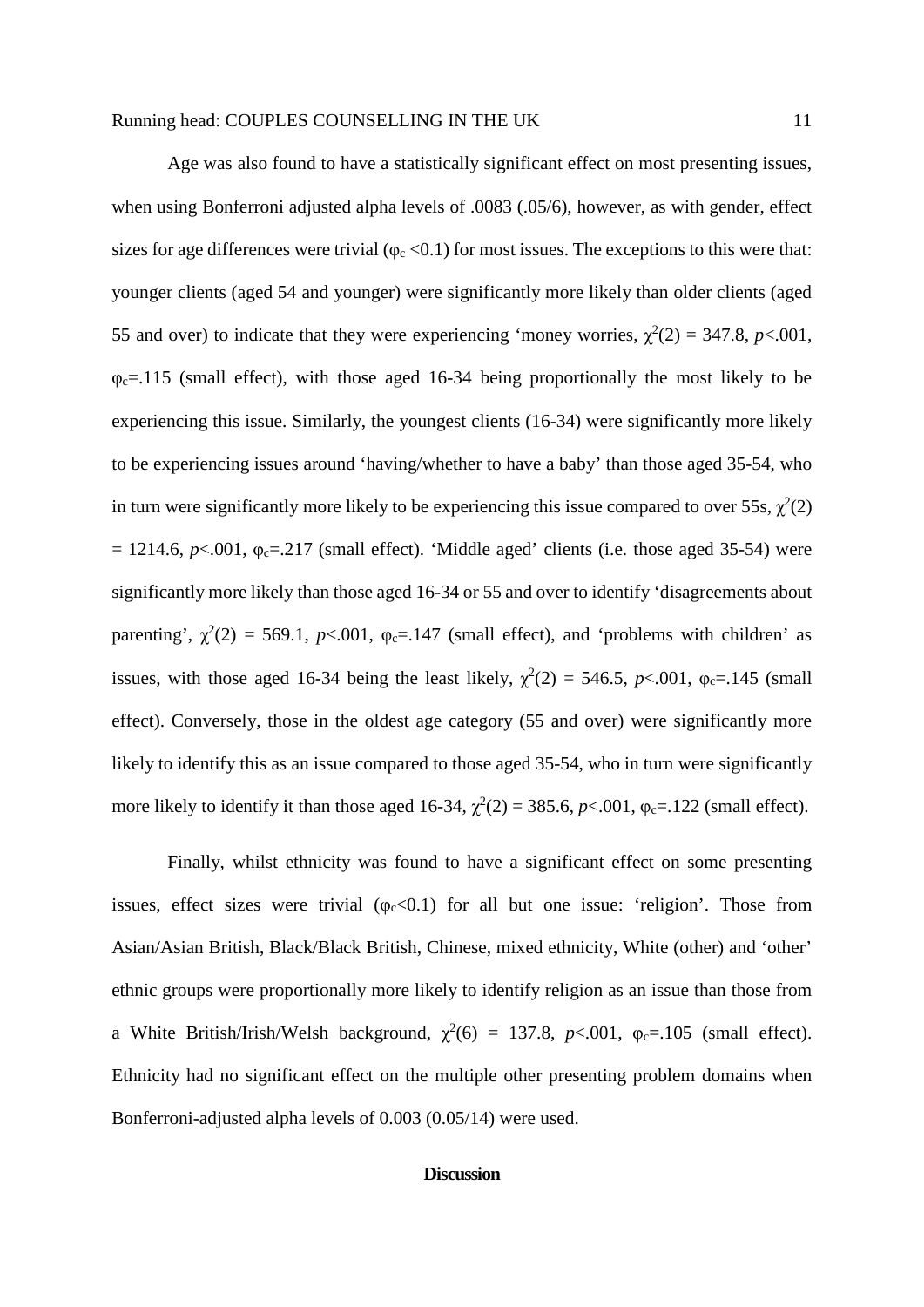Age was also found to have a statistically significant effect on most presenting issues, when using Bonferroni adjusted alpha levels of .0083 (.05/6), however, as with gender, effect sizes for age differences were trivial ($\varphi_c$ <0.1) for most issues. The exceptions to this were that: younger clients (aged 54 and younger) were significantly more likely than older clients (aged 55 and over) to indicate that they were experiencing 'money worries, $\chi^2(2)$ = 347.8, *p*<.001, $\varphi_c$=.115 (small effect), with those aged 16-34 being proportionally the most likely to be experiencing this issue. Similarly, the youngest clients (16-34) were significantly more likely to be experiencing issues around 'having/whether to have a baby' than those aged 35-54, who in turn were significantly more likely to be experiencing this issue compared to over 55s, $\chi^2(2)$ = 1214.6, *p*<.001, $\varphi_c$=.217 (small effect). 'Middle aged' clients (i.e. those aged 35-54) were significantly more likely than those aged 16-34 or 55 and over to identify 'disagreements about parenting', $\chi^2(2)$ = 569.1, *p*<.001, $\varphi_c$=.147 (small effect), and 'problems with children' as issues, with those aged 16-34 being the least likely, $\chi^2(2)$ = 546.5, *p*<.001, $\varphi_c$=.145 (small effect). Conversely, those in the oldest age category (55 and over) were significantly more likely to identify this as an issue compared to those aged 35-54, who in turn were significantly more likely to identify it than those aged 16-34, $\chi^2(2)$ = 385.6, *p*<.001, $\varphi_c$=.122 (small effect).

Finally, whilst ethnicity was found to have a significant effect on some presenting issues, effect sizes were trivial ($\varphi_c$<0.1) for all but one issue: 'religion'. Those from Asian/Asian British, Black/Black British, Chinese, mixed ethnicity, White (other) and 'other' ethnic groups were proportionally more likely to identify religion as an issue than those from a White British/Irish/Welsh background, $\chi^2(6)$ = 137.8, *p*<.001, $\varphi_c$=.105 (small effect). Ethnicity had no significant effect on the multiple other presenting problem domains when Bonferroni-adjusted alpha levels of 0.003 (0.05/14) were used.

## Discussion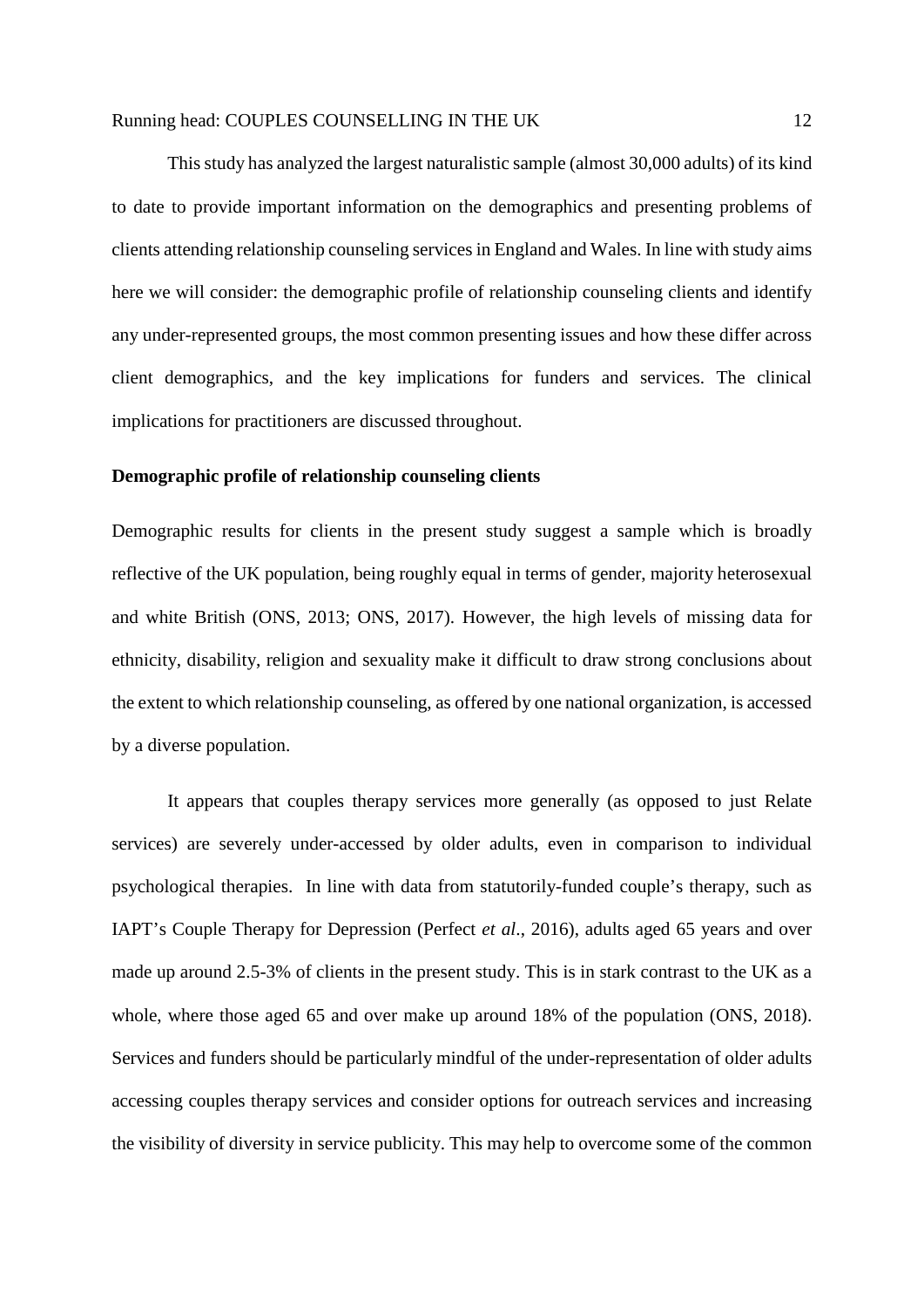This study has analyzed the largest naturalistic sample (almost 30,000 adults) of its kind to date to provide important information on the demographics and presenting problems of clients attending relationship counseling services in England and Wales. In line with study aims here we will consider: the demographic profile of relationship counseling clients and identify any under-represented groups, the most common presenting issues and how these differ across client demographics, and the key implications for funders and services. The clinical implications for practitioners are discussed throughout.

**Demographic profile of relationship counseling clients**

Demographic results for clients in the present study suggest a sample which is broadly reflective of the UK population, being roughly equal in terms of gender, majority heterosexual and white British (ONS, 2013; ONS, 2017). However, the high levels of missing data for ethnicity, disability, religion and sexuality make it difficult to draw strong conclusions about the extent to which relationship counseling, as offered by one national organization, is accessed by a diverse population.

It appears that couples therapy services more generally (as opposed to just Relate services) are severely under-accessed by older adults, even in comparison to individual psychological therapies. In line with data from statutorily-funded couple's therapy, such as IAPT's Couple Therapy for Depression (Perfect *et al*., 2016), adults aged 65 years and over made up around 2.5-3% of clients in the present study. This is in stark contrast to the UK as a whole, where those aged 65 and over make up around 18% of the population (ONS, 2018). Services and funders should be particularly mindful of the under-representation of older adults accessing couples therapy services and consider options for outreach services and increasing the visibility of diversity in service publicity. This may help to overcome some of the common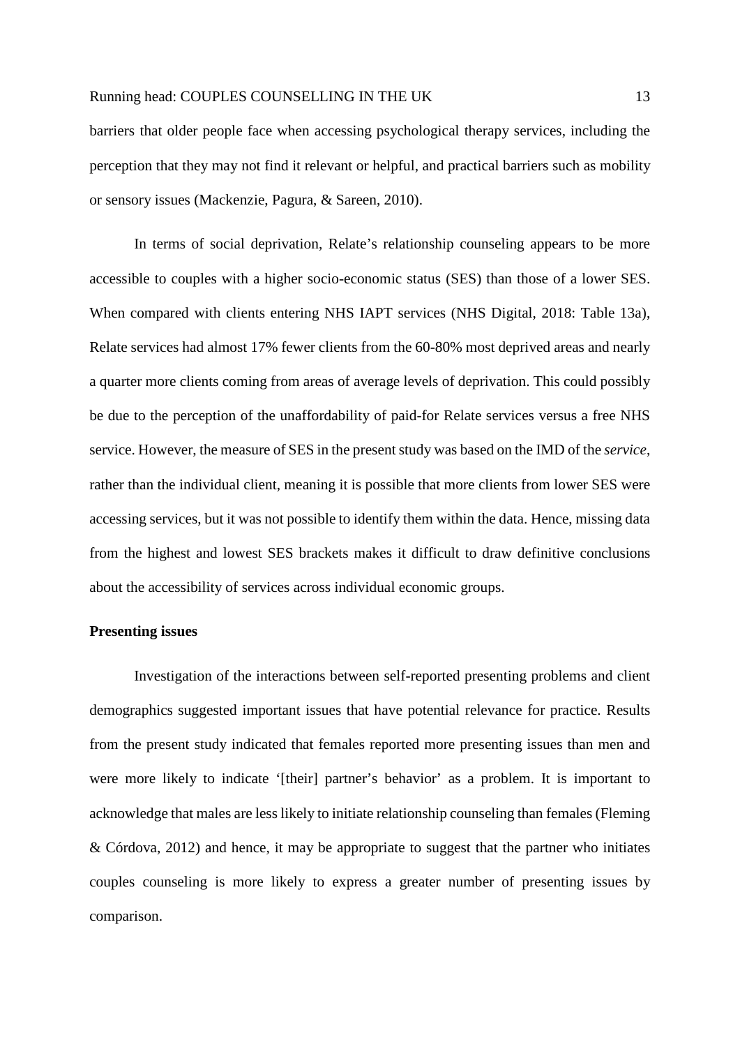barriers that older people face when accessing psychological therapy services, including the perception that they may not find it relevant or helpful, and practical barriers such as mobility or sensory issues (Mackenzie, Pagura, & Sareen, 2010).

In terms of social deprivation, Relate's relationship counseling appears to be more accessible to couples with a higher socio-economic status (SES) than those of a lower SES. When compared with clients entering NHS IAPT services (NHS Digital, 2018: Table 13a), Relate services had almost 17% fewer clients from the 60-80% most deprived areas and nearly a quarter more clients coming from areas of average levels of deprivation. This could possibly be due to the perception of the unaffordability of paid-for Relate services versus a free NHS service. However, the measure of SES in the present study was based on the IMD of the *service*, rather than the individual client, meaning it is possible that more clients from lower SES were accessing services, but it was not possible to identify them within the data. Hence, missing data from the highest and lowest SES brackets makes it difficult to draw definitive conclusions about the accessibility of services across individual economic groups.

**Presenting issues**

Investigation of the interactions between self-reported presenting problems and client demographics suggested important issues that have potential relevance for practice. Results from the present study indicated that females reported more presenting issues than men and were more likely to indicate '[their] partner's behavior' as a problem. It is important to acknowledge that males are less likely to initiate relationship counseling than females (Fleming & Córdova, 2012) and hence, it may be appropriate to suggest that the partner who initiates couples counseling is more likely to express a greater number of presenting issues by comparison.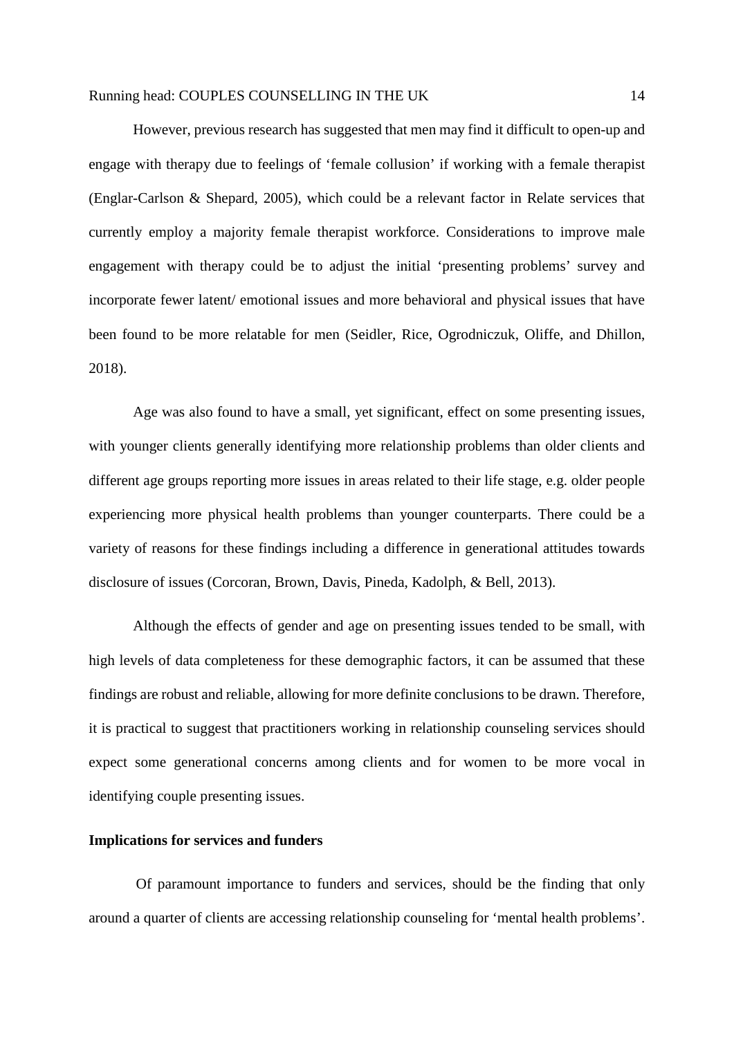However, previous research has suggested that men may find it difficult to open-up and engage with therapy due to feelings of 'female collusion' if working with a female therapist (Englar-Carlson & Shepard, 2005), which could be a relevant factor in Relate services that currently employ a majority female therapist workforce. Considerations to improve male engagement with therapy could be to adjust the initial 'presenting problems' survey and incorporate fewer latent/ emotional issues and more behavioral and physical issues that have been found to be more relatable for men (Seidler, Rice, Ogrodniczuk, Oliffe, and Dhillon, 2018).

Age was also found to have a small, yet significant, effect on some presenting issues, with younger clients generally identifying more relationship problems than older clients and different age groups reporting more issues in areas related to their life stage, e.g. older people experiencing more physical health problems than younger counterparts. There could be a variety of reasons for these findings including a difference in generational attitudes towards disclosure of issues (Corcoran, Brown, Davis, Pineda, Kadolph, & Bell, 2013).

Although the effects of gender and age on presenting issues tended to be small, with high levels of data completeness for these demographic factors, it can be assumed that these findings are robust and reliable, allowing for more definite conclusions to be drawn. Therefore, it is practical to suggest that practitioners working in relationship counseling services should expect some generational concerns among clients and for women to be more vocal in identifying couple presenting issues.

**Implications for services and funders**

Of paramount importance to funders and services, should be the finding that only around a quarter of clients are accessing relationship counseling for 'mental health problems'.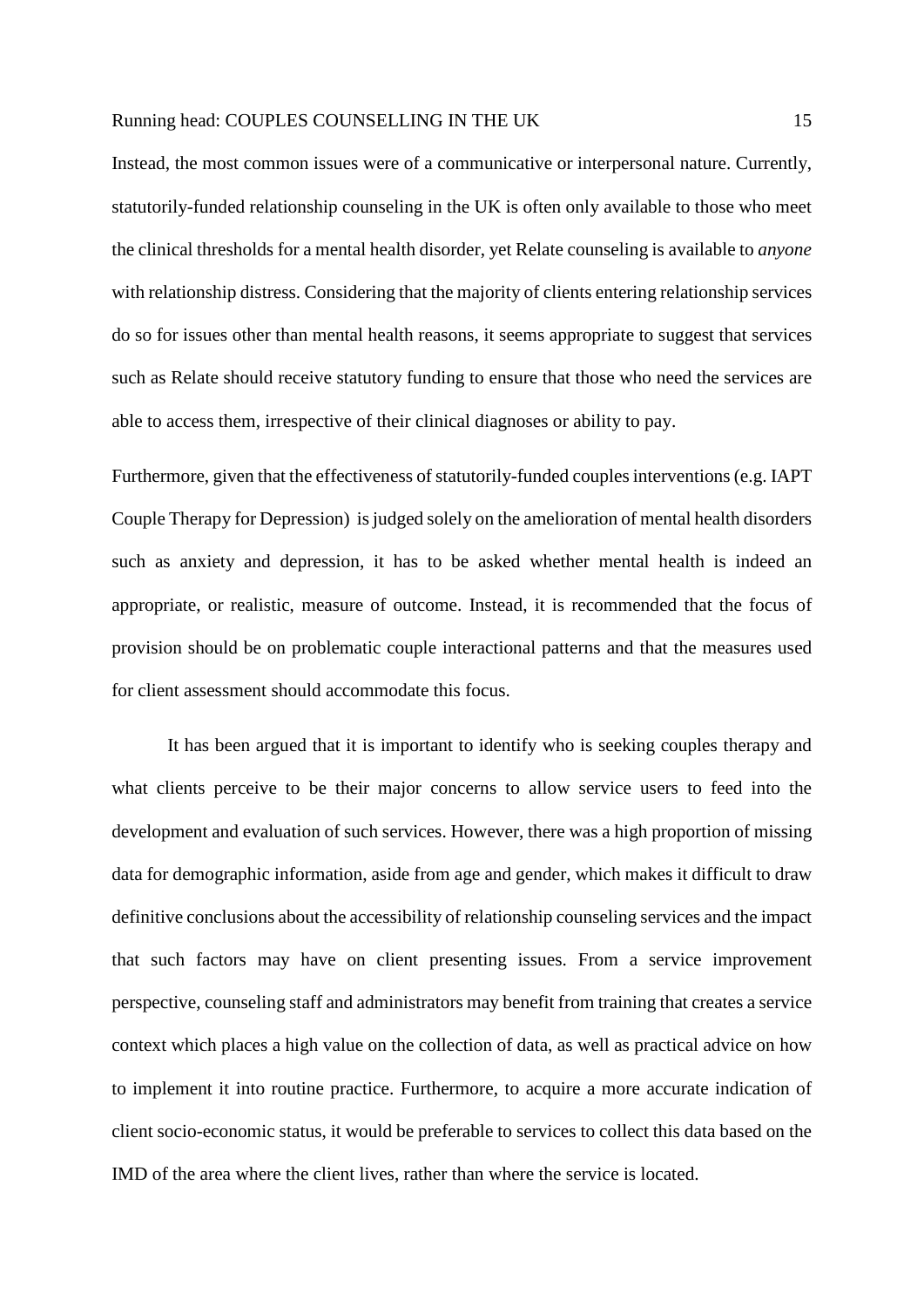Instead, the most common issues were of a communicative or interpersonal nature. Currently, statutorily-funded relationship counseling in the UK is often only available to those who meet the clinical thresholds for a mental health disorder, yet Relate counseling is available to *anyone* with relationship distress. Considering that the majority of clients entering relationship services do so for issues other than mental health reasons, it seems appropriate to suggest that services such as Relate should receive statutory funding to ensure that those who need the services are able to access them, irrespective of their clinical diagnoses or ability to pay.

Furthermore, given that the effectiveness of statutorily-funded couples interventions (e.g. IAPT Couple Therapy for Depression) is judged solely on the amelioration of mental health disorders such as anxiety and depression, it has to be asked whether mental health is indeed an appropriate, or realistic, measure of outcome. Instead, it is recommended that the focus of provision should be on problematic couple interactional patterns and that the measures used for client assessment should accommodate this focus.

It has been argued that it is important to identify who is seeking couples therapy and what clients perceive to be their major concerns to allow service users to feed into the development and evaluation of such services. However, there was a high proportion of missing data for demographic information, aside from age and gender, which makes it difficult to draw definitive conclusions about the accessibility of relationship counseling services and the impact that such factors may have on client presenting issues. From a service improvement perspective, counseling staff and administrators may benefit from training that creates a service context which places a high value on the collection of data, as well as practical advice on how to implement it into routine practice. Furthermore, to acquire a more accurate indication of client socio-economic status, it would be preferable to services to collect this data based on the IMD of the area where the client lives, rather than where the service is located.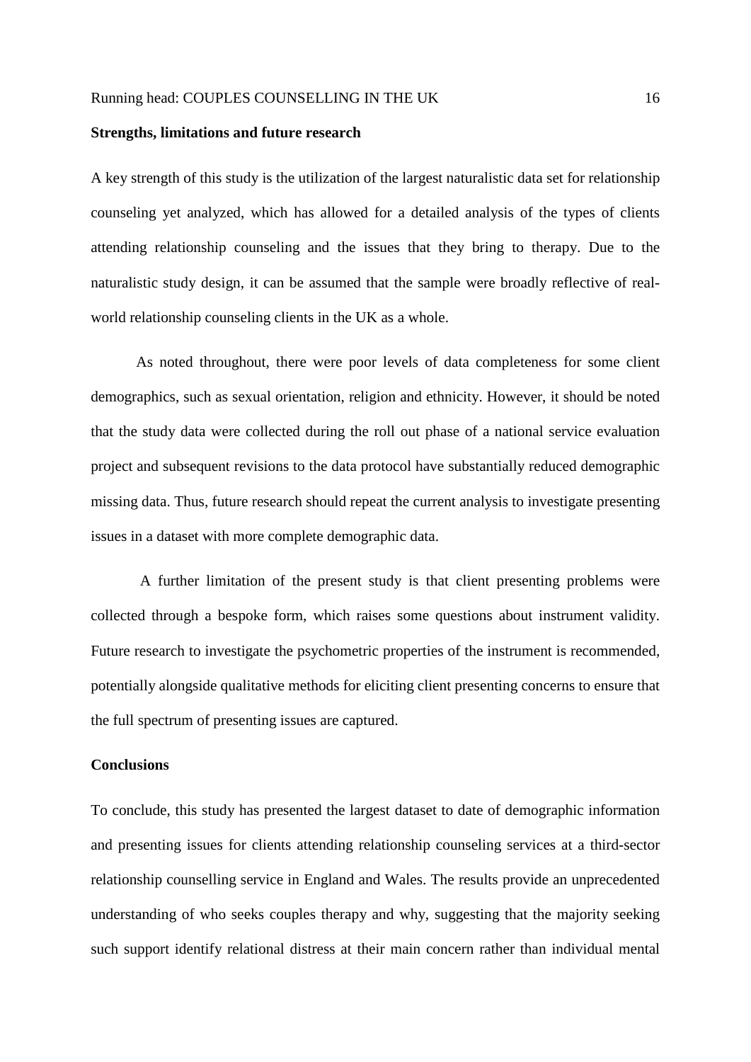**Strengths, limitations and future research**

A key strength of this study is the utilization of the largest naturalistic data set for relationship counseling yet analyzed, which has allowed for a detailed analysis of the types of clients attending relationship counseling and the issues that they bring to therapy. Due to the naturalistic study design, it can be assumed that the sample were broadly reflective of real-world relationship counseling clients in the UK as a whole.

As noted throughout, there were poor levels of data completeness for some client demographics, such as sexual orientation, religion and ethnicity. However, it should be noted that the study data were collected during the roll out phase of a national service evaluation project and subsequent revisions to the data protocol have substantially reduced demographic missing data. Thus, future research should repeat the current analysis to investigate presenting issues in a dataset with more complete demographic data.

A further limitation of the present study is that client presenting problems were collected through a bespoke form, which raises some questions about instrument validity. Future research to investigate the psychometric properties of the instrument is recommended, potentially alongside qualitative methods for eliciting client presenting concerns to ensure that the full spectrum of presenting issues are captured.

**Conclusions**

To conclude, this study has presented the largest dataset to date of demographic information and presenting issues for clients attending relationship counseling services at a third-sector relationship counselling service in England and Wales. The results provide an unprecedented understanding of who seeks couples therapy and why, suggesting that the majority seeking such support identify relational distress at their main concern rather than individual mental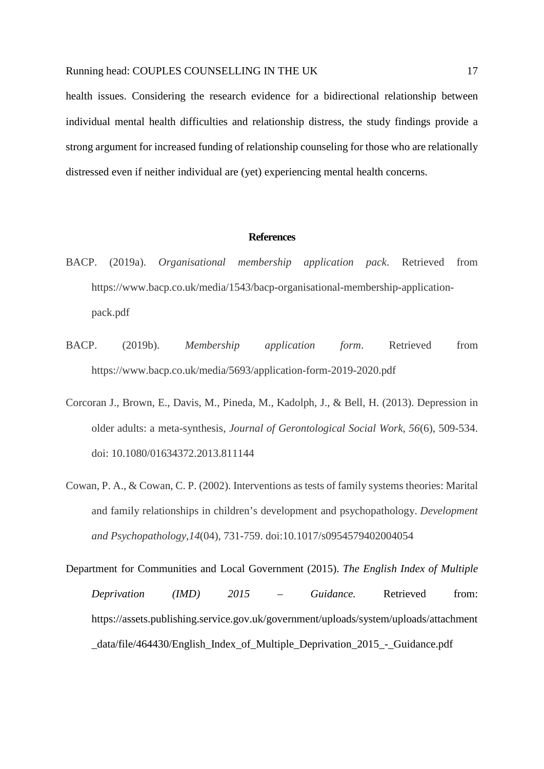health issues. Considering the research evidence for a bidirectional relationship between individual mental health difficulties and relationship distress, the study findings provide a strong argument for increased funding of relationship counseling for those who are relationally distressed even if neither individual are (yet) experiencing mental health concerns.

## References

BACP. (2019a). *Organisational membership application pack*. Retrieved from https://www.bacp.co.uk/media/1543/bacp-organisational-membership-application-pack.pdf

BACP. (2019b). *Membership application form*. Retrieved from https://www.bacp.co.uk/media/5693/application-form-2019-2020.pdf

Corcoran J., Brown, E., Davis, M., Pineda, M., Kadolph, J., & Bell, H. (2013). Depression in older adults: a meta-synthesis, *Journal of Gerontological Social Work, 56*(6), 509-534. doi: 10.1080/01634372.2013.811144

Cowan, P. A., & Cowan, C. P. (2002). Interventions as tests of family systems theories: Marital and family relationships in children's development and psychopathology. *Development and Psychopathology,14*(04), 731-759. doi:10.1017/s0954579402004054

Department for Communities and Local Government (2015). *The English Index of Multiple Deprivation (IMD) 2015 – Guidance.* Retrieved from: https://assets.publishing.service.gov.uk/government/uploads/system/uploads/attachment_data/file/464430/English_Index_of_Multiple_Deprivation_2015_-_Guidance.pdf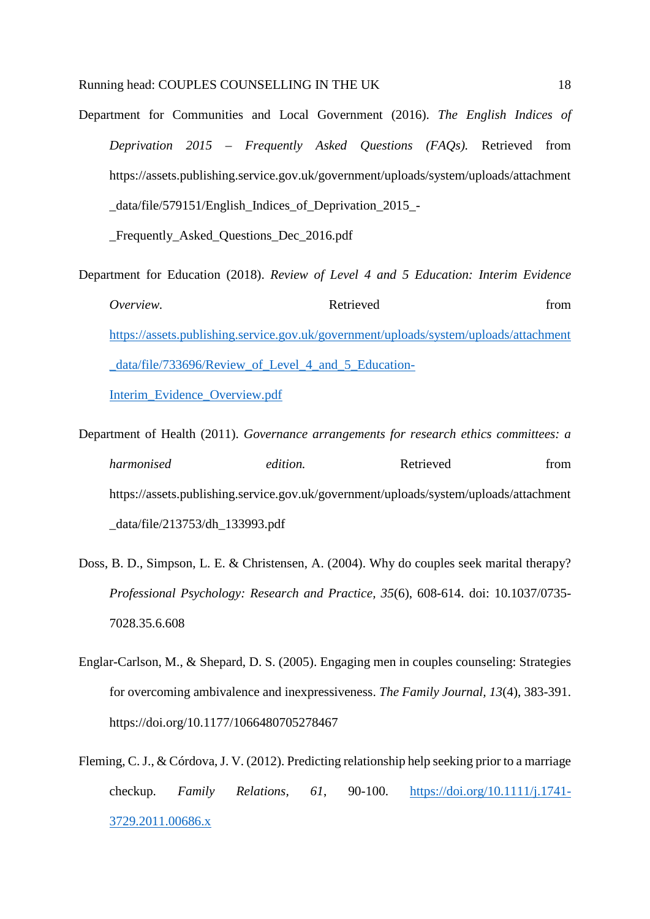Department for Communities and Local Government (2016). *The English Indices of Deprivation 2015 – Frequently Asked Questions (FAQs).* Retrieved from https://assets.publishing.service.gov.uk/government/uploads/system/uploads/attachment_data/file/579151/English_Indices_of_Deprivation_2015_-_Frequently_Asked_Questions_Dec_2016.pdf

Department for Education (2018). *Review of Level 4 and 5 Education: Interim Evidence Overview*. Retrieved from https://assets.publishing.service.gov.uk/government/uploads/system/uploads/attachment_data/file/733696/Review_of_Level_4_and_5_Education-Interim_Evidence_Overview.pdf

Department of Health (2011). *Governance arrangements for research ethics committees: a harmonised edition.* Retrieved from https://assets.publishing.service.gov.uk/government/uploads/system/uploads/attachment_data/file/213753/dh_133993.pdf

Doss, B. D., Simpson, L. E. & Christensen, A. (2004). Why do couples seek marital therapy? *Professional Psychology: Research and Practice*, *35*(6), 608-614. doi: 10.1037/0735-7028.35.6.608

Englar-Carlson, M., & Shepard, D. S. (2005). Engaging men in couples counseling: Strategies for overcoming ambivalence and inexpressiveness. *The Family Journal, 13*(4), 383-391. https://doi.org/10.1177/1066480705278467

Fleming, C. J., & Córdova, J. V. (2012). Predicting relationship help seeking prior to a marriage checkup. *Family Relations*, *61*, 90-100. https://doi.org/10.1111/j.1741-3729.2011.00686.x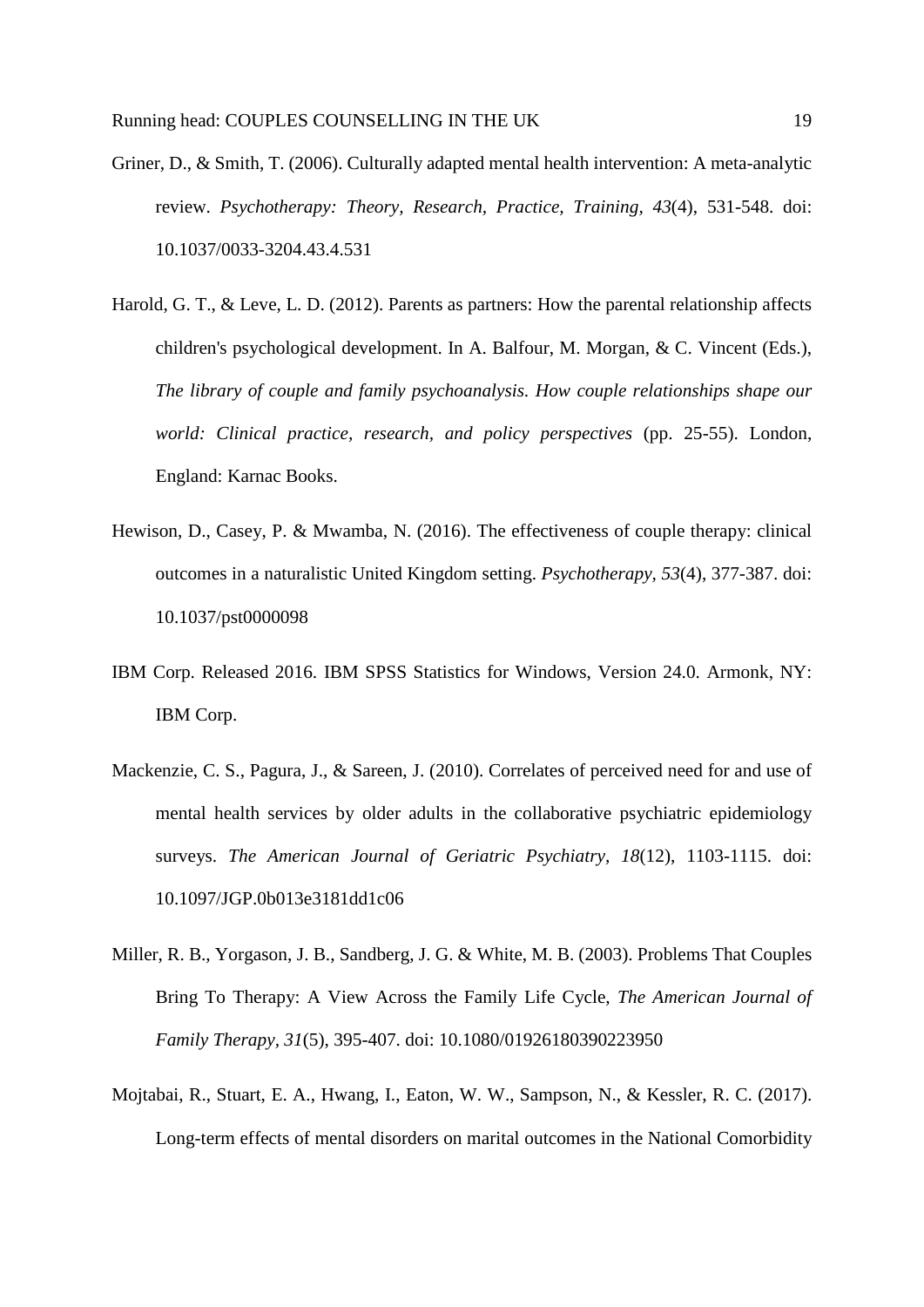Griner, D., & Smith, T. (2006). Culturally adapted mental health intervention: A meta-analytic review. *Psychotherapy: Theory, Research, Practice, Training, 43*(4), 531-548. doi: 10.1037/0033-3204.43.4.531

Harold, G. T., & Leve, L. D. (2012). Parents as partners: How the parental relationship affects children's psychological development. In A. Balfour, M. Morgan, & C. Vincent (Eds.), *The library of couple and family psychoanalysis. How couple relationships shape our world: Clinical practice, research, and policy perspectives* (pp. 25-55). London, England: Karnac Books.

Hewison, D., Casey, P. & Mwamba, N. (2016). The effectiveness of couple therapy: clinical outcomes in a naturalistic United Kingdom setting. *Psychotherapy, 53*(4), 377-387. doi: 10.1037/pst0000098

IBM Corp. Released 2016. IBM SPSS Statistics for Windows, Version 24.0. Armonk, NY: IBM Corp.

Mackenzie, C. S., Pagura, J., & Sareen, J. (2010). Correlates of perceived need for and use of mental health services by older adults in the collaborative psychiatric epidemiology surveys. *The American Journal of Geriatric Psychiatry, 18*(12), 1103-1115. doi: 10.1097/JGP.0b013e3181dd1c06

Miller, R. B., Yorgason, J. B., Sandberg, J. G. & White, M. B. (2003). Problems That Couples Bring To Therapy: A View Across the Family Life Cycle, *The American Journal of Family Therapy, 31*(5), 395-407. doi: 10.1080/01926180390223950

Mojtabai, R., Stuart, E. A., Hwang, I., Eaton, W. W., Sampson, N., & Kessler, R. C. (2017). Long-term effects of mental disorders on marital outcomes in the National Comorbidity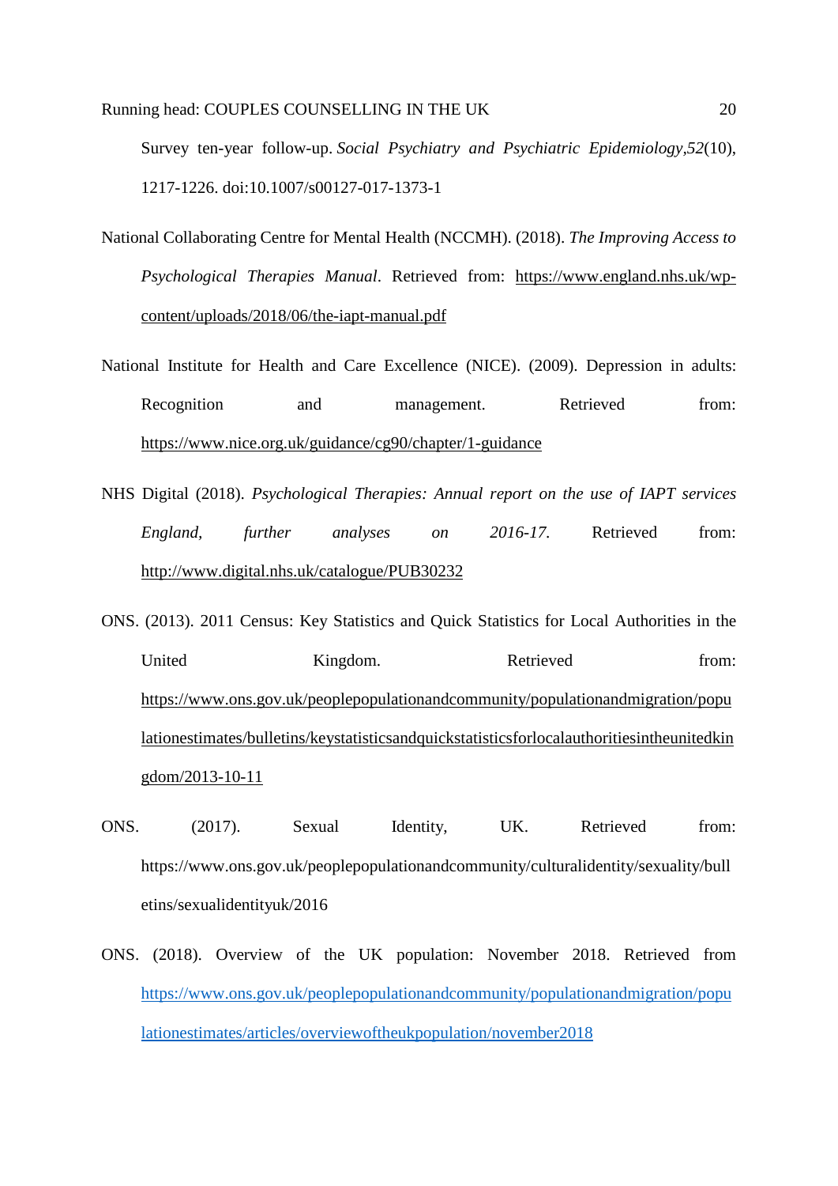Survey ten-year follow-up. *Social Psychiatry and Psychiatric Epidemiology,52*(10), 1217-1226. doi:10.1007/s00127-017-1373-1

National Collaborating Centre for Mental Health (NCCMH). (2018). *The Improving Access to Psychological Therapies Manual*. Retrieved from: https://www.england.nhs.uk/wp-content/uploads/2018/06/the-iapt-manual.pdf

National Institute for Health and Care Excellence (NICE). (2009). Depression in adults: Recognition and management. Retrieved from: https://www.nice.org.uk/guidance/cg90/chapter/1-guidance

NHS Digital (2018). *Psychological Therapies: Annual report on the use of IAPT services England, further analyses on 2016-17.* Retrieved from: http://www.digital.nhs.uk/catalogue/PUB30232

ONS. (2013). 2011 Census: Key Statistics and Quick Statistics for Local Authorities in the United Kingdom. Retrieved from: https://www.ons.gov.uk/peoplepopulationandcommunity/populationandmigration/populationestimates/bulletins/keystatisticsandquickstatisticsforlocalauthoritiesintheunitedkingdom/2013-10-11

ONS. (2017). Sexual Identity, UK. Retrieved from: https://www.ons.gov.uk/peoplepopulationandcommunity/culturalidentity/sexuality/bulletins/sexualidentityuk/2016

ONS. (2018). Overview of the UK population: November 2018. Retrieved from https://www.ons.gov.uk/peoplepopulationandcommunity/populationandmigration/populationestimates/articles/overviewoftheukpopulation/november2018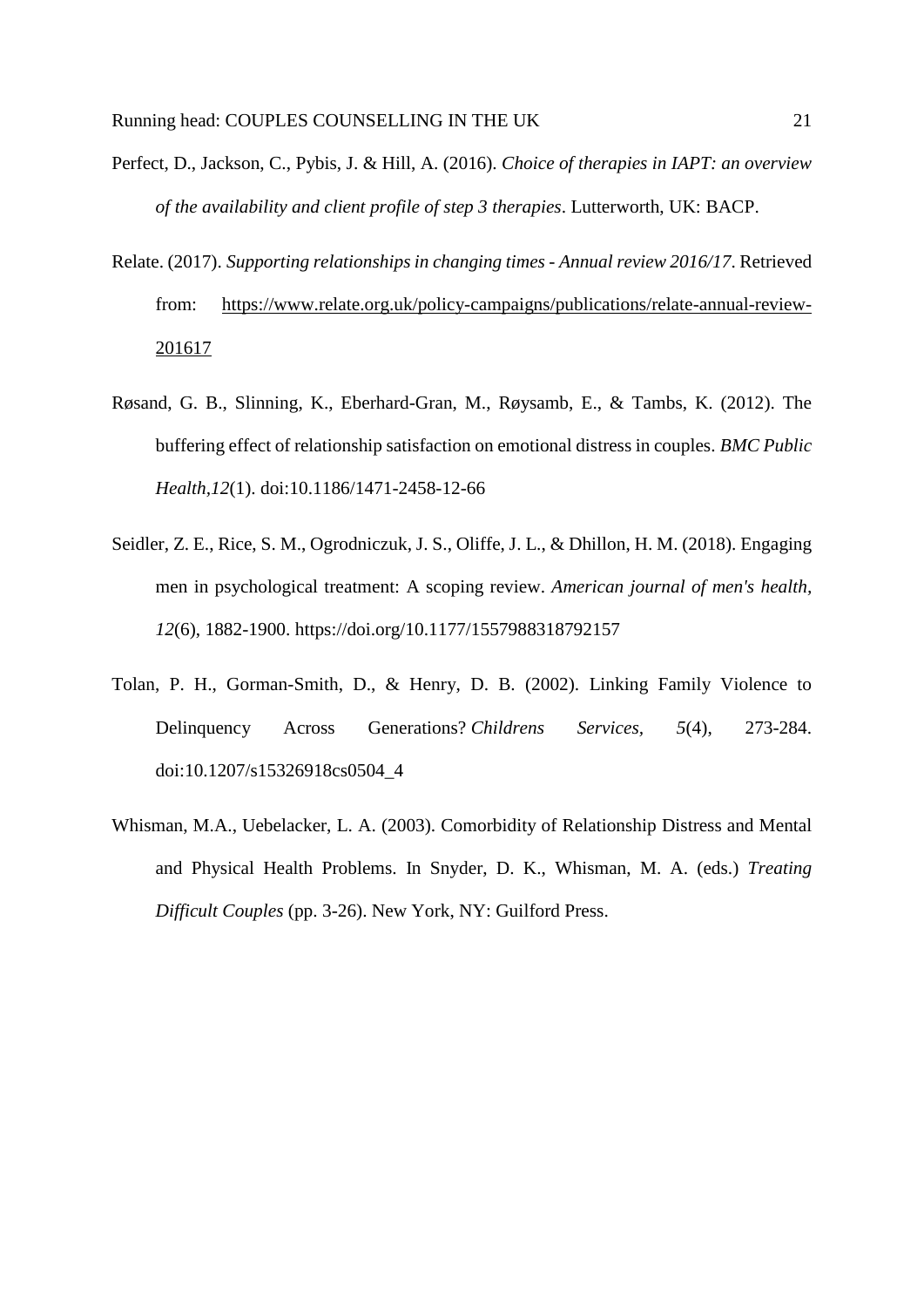Perfect, D., Jackson, C., Pybis, J. & Hill, A. (2016). *Choice of therapies in IAPT: an overview of the availability and client profile of step 3 therapies*. Lutterworth, UK: BACP.

Relate. (2017). *Supporting relationships in changing times - Annual review 2016/17*. Retrieved from: https://www.relate.org.uk/policy-campaigns/publications/relate-annual-review-201617

Røsand, G. B., Slinning, K., Eberhard-Gran, M., Røysamb, E., & Tambs, K. (2012). The buffering effect of relationship satisfaction on emotional distress in couples. *BMC Public Health*,*12*(1). doi:10.1186/1471-2458-12-66

Seidler, Z. E., Rice, S. M., Ogrodniczuk, J. S., Oliffe, J. L., & Dhillon, H. M. (2018). Engaging men in psychological treatment: A scoping review. *American journal of men's health*, *12*(6), 1882-1900. https://doi.org/10.1177/1557988318792157

Tolan, P. H., Gorman-Smith, D., & Henry, D. B. (2002). Linking Family Violence to Delinquency Across Generations? *Childrens Services*, *5*(4), 273-284. doi:10.1207/s15326918cs0504_4

Whisman, M.A., Uebelacker, L. A. (2003). Comorbidity of Relationship Distress and Mental and Physical Health Problems. In Snyder, D. K., Whisman, M. A. (eds.) *Treating Difficult Couples* (pp. 3-26). New York, NY: Guilford Press.